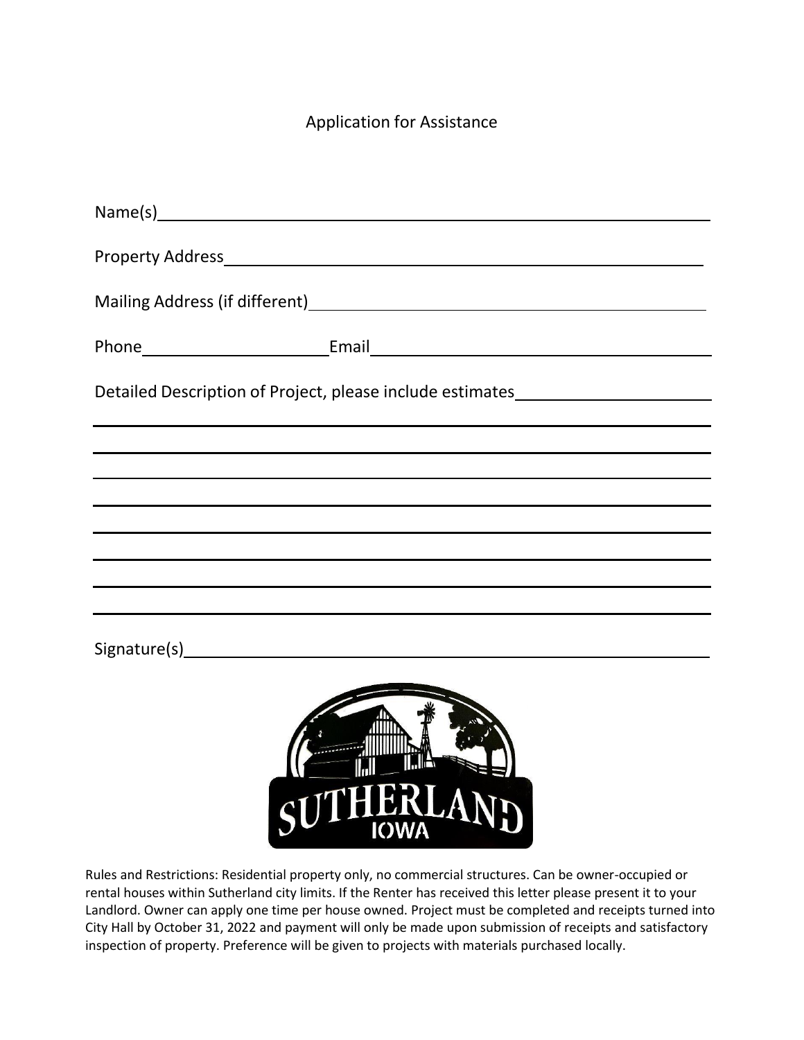# Application for Assistance

Name(s)\_\_\_\_\_\_\_\_\_\_\_\_\_\_\_\_\_\_\_\_\_\_\_\_\_\_\_\_\_\_\_\_\_\_\_\_\_\_\_\_\_\_\_\_\_\_\_\_\_\_\_\_

Property Address\_\_\_\_\_\_\_\_\_\_\_\_\_\_\_\_\_\_\_\_\_\_\_\_\_\_\_\_\_\_\_\_\_\_\_\_\_\_\_\_\_\_\_\_\_

Mailing Address (if different)\_\_\_\_\_\_\_\_\_\_\_\_\_\_\_\_\_\_\_\_\_\_\_\_\_\_\_\_\_\_\_\_\_\_\_\_\_

Phone\_\_\_\_\_\_\_\_\_\_\_\_\_\_\_\_\_\_\_\_Email\_\_\_\_\_\_\_\_\_\_\_\_\_\_\_\_\_\_\_\_\_\_\_\_\_\_\_\_\_\_\_\_\_

Detailed Description of Project, please include estimates\_\_\_\_\_\_\_\_\_\_\_\_\_\_\_\_\_\_\_\_

\_\_\_\_\_\_\_\_\_\_\_\_\_\_\_\_\_\_\_\_\_\_\_\_\_\_\_\_\_\_\_\_\_\_\_\_\_\_\_\_\_\_\_\_\_\_\_\_\_\_\_\_\_\_\_\_\_\_\_\_\_\_\_\_

\_\_\_\_\_\_\_\_\_\_\_\_\_\_\_\_\_\_\_\_\_\_\_\_\_\_\_\_\_\_\_\_\_\_\_\_\_\_\_\_\_\_\_\_\_\_\_\_\_\_\_\_\_\_\_\_\_\_\_\_\_\_\_\_

\_\_\_\_\_\_\_\_\_\_\_\_\_\_\_\_\_\_\_\_\_\_\_\_\_\_\_\_\_\_\_\_\_\_\_\_\_\_\_\_\_\_\_\_\_\_\_\_\_\_\_\_\_\_\_\_\_\_\_\_\_\_\_\_

\_\_\_\_\_\_\_\_\_\_\_\_\_\_\_\_\_\_\_\_\_\_\_\_\_\_\_\_\_\_\_\_\_\_\_\_\_\_\_\_\_\_\_\_\_\_\_\_\_\_\_\_\_\_\_\_\_\_\_\_\_\_\_\_

\_\_\_\_\_\_\_\_\_\_\_\_\_\_\_\_\_\_\_\_\_\_\_\_\_\_\_\_\_\_\_\_\_\_\_\_\_\_\_\_\_\_\_\_\_\_\_\_\_\_\_\_\_\_\_\_\_\_\_\_\_\_\_\_

\_\_\_\_\_\_\_\_\_\_\_\_\_\_\_\_\_\_\_\_\_\_\_\_\_\_\_\_\_\_\_\_\_\_\_\_\_\_\_\_\_\_\_\_\_\_\_\_\_\_\_\_\_\_\_\_\_\_\_\_\_\_\_\_

\_\_\_\_\_\_\_\_\_\_\_\_\_\_\_\_\_\_\_\_\_\_\_\_\_\_\_\_\_\_\_\_\_\_\_\_\_\_\_\_\_\_\_\_\_\_\_\_\_\_\_\_\_\_\_\_\_\_\_\_\_\_\_\_

\_\_\_\_\_\_\_\_\_\_\_\_\_\_\_\_\_\_\_\_\_\_\_\_\_\_\_\_\_\_\_\_\_\_\_\_\_\_\_\_\_\_\_\_\_\_\_\_\_\_\_\_\_\_\_\_\_\_\_\_\_\_\_\_

Signature(s)\_\_\_\_\_\_\_\_\_\_\_\_\_\_\_\_\_\_\_\_\_\_\_\_\_\_\_\_\_\_\_\_\_\_\_\_\_\_\_\_\_\_\_\_\_\_\_\_\_\_

SUTHERLAND IOWA

Rules and Restrictions: Residential property only, no commercial structures. Can be owner-occupied or rental houses within Sutherland city limits. If the Renter has received this letter please present it to your Landlord. Owner can apply one time per house owned. Project must be completed and receipts turned into City Hall by October 31, 2022 and payment will only be made upon submission of receipts and satisfactory inspection of property. Preference will be given to projects with materials purchased locally.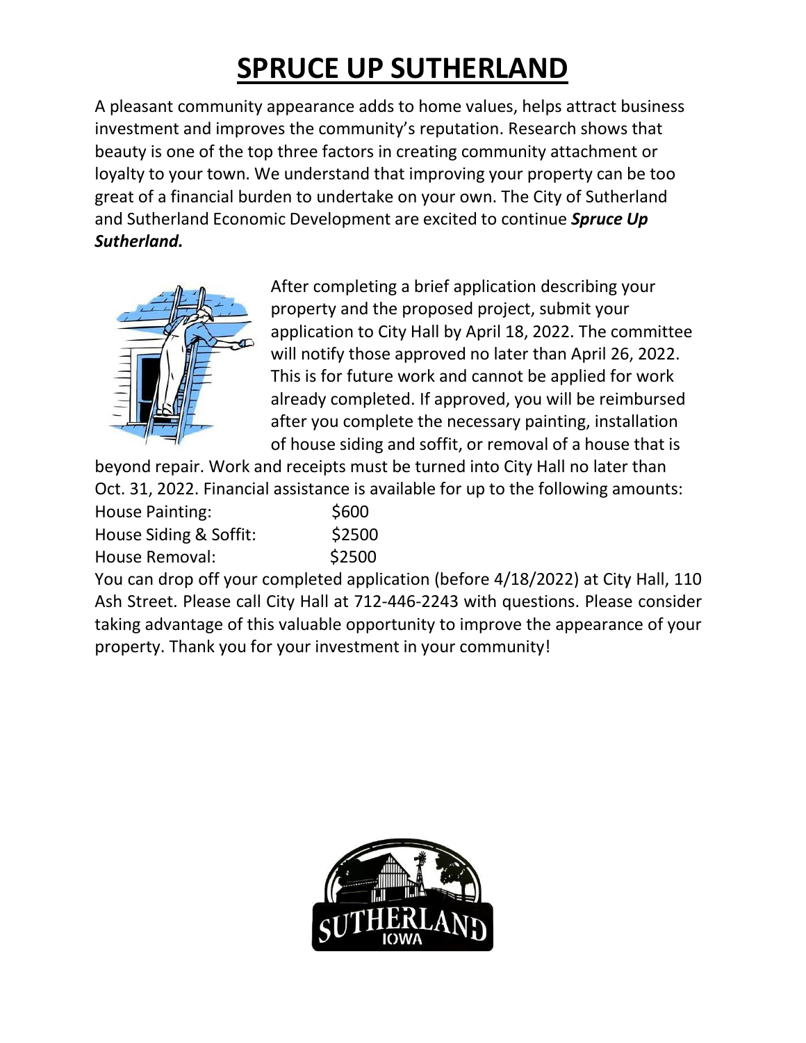# SPRUCE UP SUTHERLAND

A pleasant community appearance adds to home values, helps attract business investment and improves the community's reputation. Research shows that beauty is one of the top three factors in creating community attachment or loyalty to your town. We understand that improving your property can be too great of a financial burden to undertake on your own. The City of Sutherland and Sutherland Economic Development are excited to continue ***Spruce Up Sutherland.***

After completing a brief application describing your property and the proposed project, submit your application to City Hall by April 18, 2022. The committee will notify those approved no later than April 26, 2022. This is for future work and cannot be applied for work already completed. If approved, you will be reimbursed after you complete the necessary painting, installation of house siding and soffit, or removal of a house that is beyond repair. Work and receipts must be turned into City Hall no later than Oct. 31, 2022. Financial assistance is available for up to the following amounts:

| | |
|---|---|
| House Painting: | $600 |
| House Siding & Soffit: | $2500 |
| House Removal: | $2500 |

You can drop off your completed application (before 4/18/2022) at City Hall, 110 Ash Street. Please call City Hall at 712-446-2243 with questions. Please consider taking advantage of this valuable opportunity to improve the appearance of your property. Thank you for your investment in your community!

SUTHERLAND
IOWA